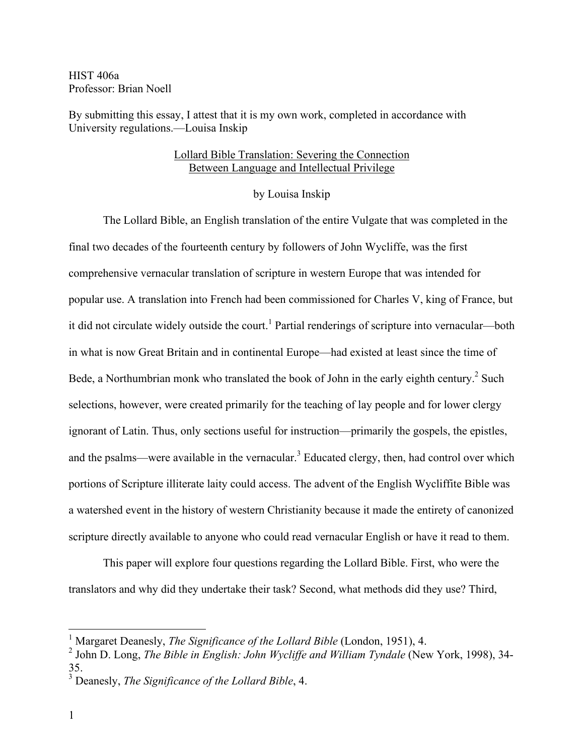HIST 406a
Professor: Brian Noell

By submitting this essay, I attest that it is my own work, completed in accordance with University regulations.—Louisa Inskip

# Lollard Bible Translation: Severing the Connection Between Language and Intellectual Privilege

by Louisa Inskip

The Lollard Bible, an English translation of the entire Vulgate that was completed in the final two decades of the fourteenth century by followers of John Wycliffe, was the first comprehensive vernacular translation of scripture in western Europe that was intended for popular use. A translation into French had been commissioned for Charles V, king of France, but it did not circulate widely outside the court.[1] Partial renderings of scripture into vernacular—both in what is now Great Britain and in continental Europe—had existed at least since the time of Bede, a Northumbrian monk who translated the book of John in the early eighth century.[2] Such selections, however, were created primarily for the teaching of lay people and for lower clergy ignorant of Latin. Thus, only sections useful for instruction—primarily the gospels, the epistles, and the psalms—were available in the vernacular.[3] Educated clergy, then, had control over which portions of Scripture illiterate laity could access. The advent of the English Wycliffite Bible was a watershed event in the history of western Christianity because it made the entirety of canonized scripture directly available to anyone who could read vernacular English or have it read to them.

This paper will explore four questions regarding the Lollard Bible. First, who were the translators and why did they undertake their task? Second, what methods did they use? Third,

---

[1] Margaret Deanesly, *The Significance of the Lollard Bible* (London, 1951), 4.

[2] John D. Long, *The Bible in English: John Wycliffe and William Tyndale* (New York, 1998), 34-35.

[3] Deanesly, *The Significance of the Lollard Bible*, 4.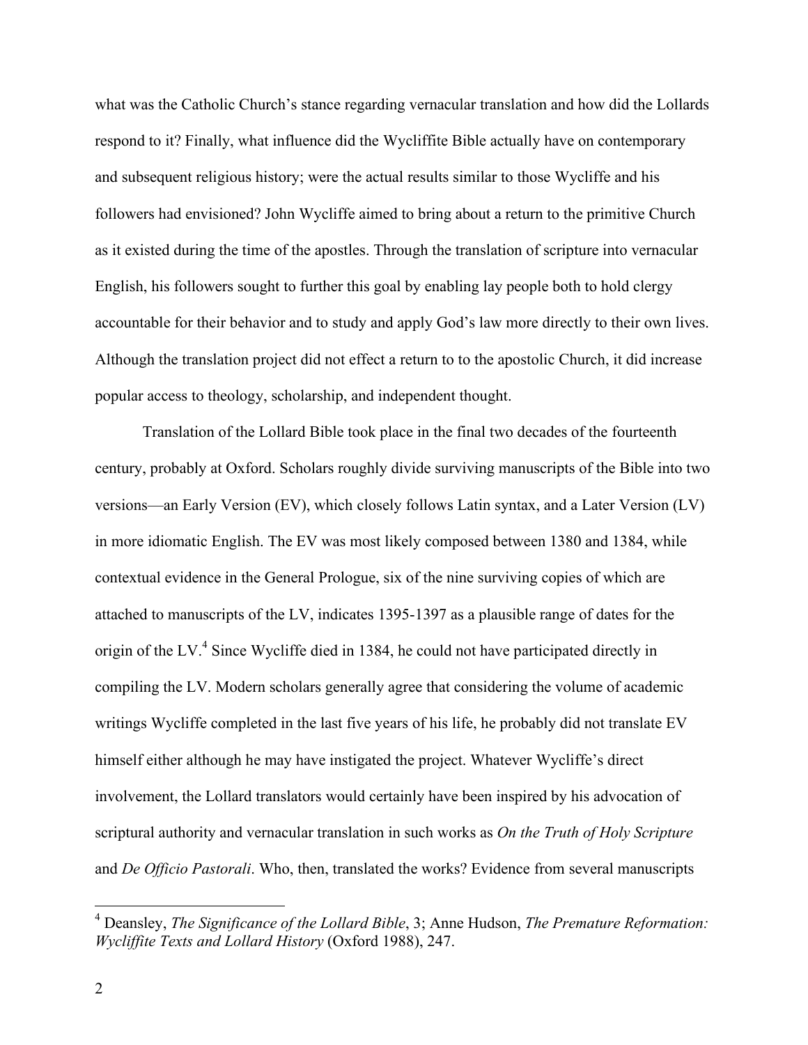what was the Catholic Church's stance regarding vernacular translation and how did the Lollards respond to it? Finally, what influence did the Wycliffite Bible actually have on contemporary and subsequent religious history; were the actual results similar to those Wycliffe and his followers had envisioned? John Wycliffe aimed to bring about a return to the primitive Church as it existed during the time of the apostles. Through the translation of scripture into vernacular English, his followers sought to further this goal by enabling lay people both to hold clergy accountable for their behavior and to study and apply God's law more directly to their own lives. Although the translation project did not effect a return to to the apostolic Church, it did increase popular access to theology, scholarship, and independent thought.

Translation of the Lollard Bible took place in the final two decades of the fourteenth century, probably at Oxford. Scholars roughly divide surviving manuscripts of the Bible into two versions—an Early Version (EV), which closely follows Latin syntax, and a Later Version (LV) in more idiomatic English. The EV was most likely composed between 1380 and 1384, while contextual evidence in the General Prologue, six of the nine surviving copies of which are attached to manuscripts of the LV, indicates 1395-1397 as a plausible range of dates for the origin of the LV.[4] Since Wycliffe died in 1384, he could not have participated directly in compiling the LV. Modern scholars generally agree that considering the volume of academic writings Wycliffe completed in the last five years of his life, he probably did not translate EV himself either although he may have instigated the project. Whatever Wycliffe's direct involvement, the Lollard translators would certainly have been inspired by his advocation of scriptural authority and vernacular translation in such works as *On the Truth of Holy Scripture* and *De Officio Pastorali*. Who, then, translated the works? Evidence from several manuscripts

[4] Deansley, *The Significance of the Lollard Bible*, 3; Anne Hudson, *The Premature Reformation: Wycliffite Texts and Lollard History* (Oxford 1988), 247.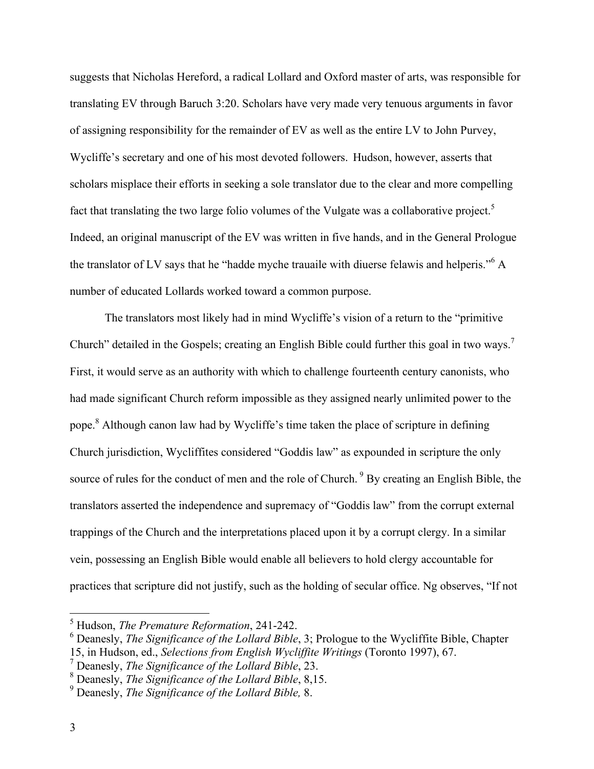suggests that Nicholas Hereford, a radical Lollard and Oxford master of arts, was responsible for translating EV through Baruch 3:20. Scholars have very made very tenuous arguments in favor of assigning responsibility for the remainder of EV as well as the entire LV to John Purvey, Wycliffe's secretary and one of his most devoted followers. Hudson, however, asserts that scholars misplace their efforts in seeking a sole translator due to the clear and more compelling fact that translating the two large folio volumes of the Vulgate was a collaborative project.[5] Indeed, an original manuscript of the EV was written in five hands, and in the General Prologue the translator of LV says that he "hadde myche trauaile with diuerse felawis and helperis."[6] A number of educated Lollards worked toward a common purpose.

The translators most likely had in mind Wycliffe's vision of a return to the "primitive Church" detailed in the Gospels; creating an English Bible could further this goal in two ways.[7] First, it would serve as an authority with which to challenge fourteenth century canonists, who had made significant Church reform impossible as they assigned nearly unlimited power to the pope.[8] Although canon law had by Wycliffe's time taken the place of scripture in defining Church jurisdiction, Wycliffites considered "Goddis law" as expounded in scripture the only source of rules for the conduct of men and the role of Church.[9] By creating an English Bible, the translators asserted the independence and supremacy of "Goddis law" from the corrupt external trappings of the Church and the interpretations placed upon it by a corrupt clergy. In a similar vein, possessing an English Bible would enable all believers to hold clergy accountable for practices that scripture did not justify, such as the holding of secular office. Ng observes, "If not

---

[5] Hudson, *The Premature Reformation*, 241-242.

[6] Deanesly, *The Significance of the Lollard Bible*, 3; Prologue to the Wycliffite Bible, Chapter 15, in Hudson, ed., *Selections from English Wycliffite Writings* (Toronto 1997), 67.

[7] Deanesly, *The Significance of the Lollard Bible*, 23.

[8] Deanesly, *The Significance of the Lollard Bible*, 8,15.

[9] Deanesly, *The Significance of the Lollard Bible,* 8.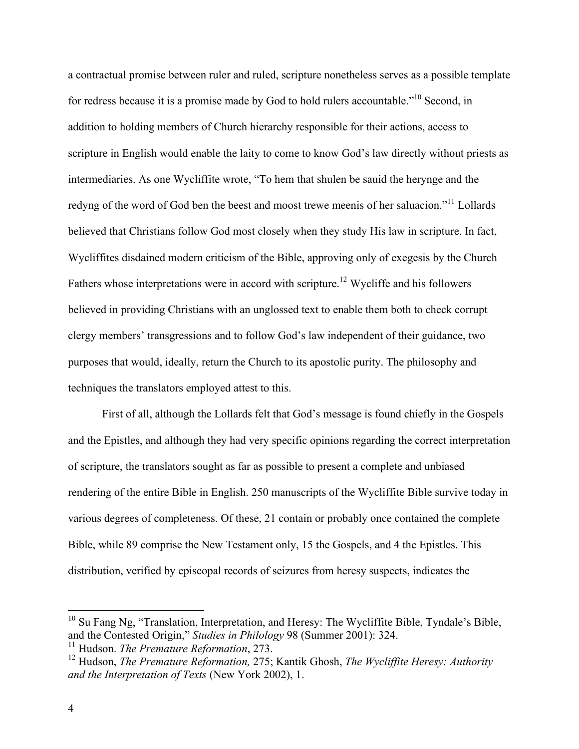a contractual promise between ruler and ruled, scripture nonetheless serves as a possible template for redress because it is a promise made by God to hold rulers accountable."[10] Second, in addition to holding members of Church hierarchy responsible for their actions, access to scripture in English would enable the laity to come to know God's law directly without priests as intermediaries. As one Wycliffite wrote, "To hem that shulen be sauid the herynge and the redyng of the word of God ben the beest and moost trewe meenis of her saluacion."[11] Lollards believed that Christians follow God most closely when they study His law in scripture. In fact, Wycliffites disdained modern criticism of the Bible, approving only of exegesis by the Church Fathers whose interpretations were in accord with scripture.[12] Wycliffe and his followers believed in providing Christians with an unglossed text to enable them both to check corrupt clergy members' transgressions and to follow God's law independent of their guidance, two purposes that would, ideally, return the Church to its apostolic purity. The philosophy and techniques the translators employed attest to this.

First of all, although the Lollards felt that God's message is found chiefly in the Gospels and the Epistles, and although they had very specific opinions regarding the correct interpretation of scripture, the translators sought as far as possible to present a complete and unbiased rendering of the entire Bible in English. 250 manuscripts of the Wycliffite Bible survive today in various degrees of completeness. Of these, 21 contain or probably once contained the complete Bible, while 89 comprise the New Testament only, 15 the Gospels, and 4 the Epistles. This distribution, verified by episcopal records of seizures from heresy suspects, indicates the

---

[10] Su Fang Ng, "Translation, Interpretation, and Heresy: The Wycliffite Bible, Tyndale's Bible, and the Contested Origin," *Studies in Philology* 98 (Summer 2001): 324.

[11] Hudson. *The Premature Reformation*, 273.

[12] Hudson, *The Premature Reformation,* 275; Kantik Ghosh, *The Wycliffite Heresy: Authority and the Interpretation of Texts* (New York 2002), 1.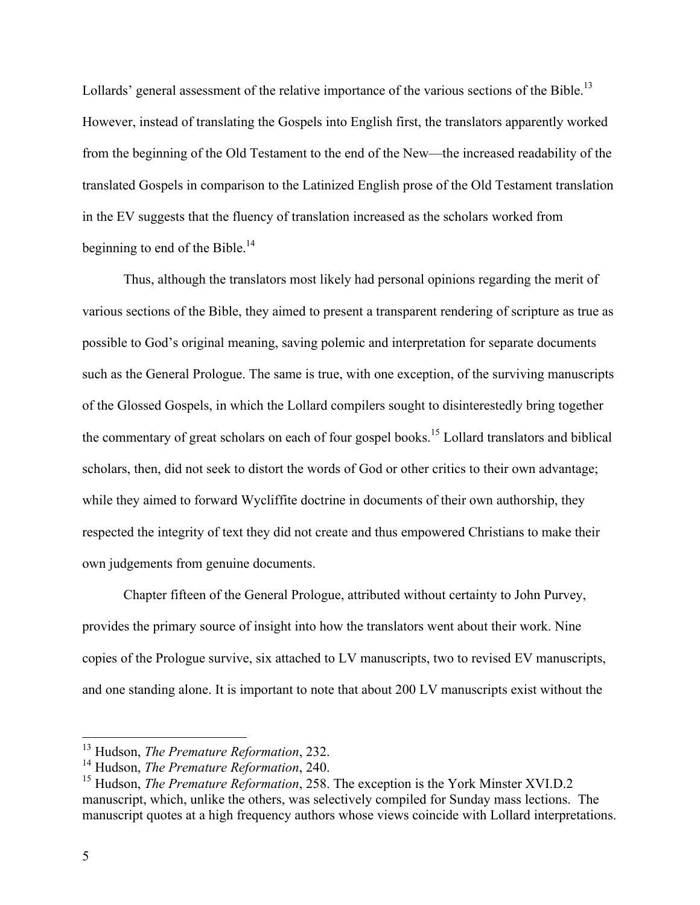Lollards' general assessment of the relative importance of the various sections of the Bible.[13] However, instead of translating the Gospels into English first, the translators apparently worked from the beginning of the Old Testament to the end of the New—the increased readability of the translated Gospels in comparison to the Latinized English prose of the Old Testament translation in the EV suggests that the fluency of translation increased as the scholars worked from beginning to end of the Bible.[14]

Thus, although the translators most likely had personal opinions regarding the merit of various sections of the Bible, they aimed to present a transparent rendering of scripture as true as possible to God's original meaning, saving polemic and interpretation for separate documents such as the General Prologue. The same is true, with one exception, of the surviving manuscripts of the Glossed Gospels, in which the Lollard compilers sought to disinterestedly bring together the commentary of great scholars on each of four gospel books.[15] Lollard translators and biblical scholars, then, did not seek to distort the words of God or other critics to their own advantage; while they aimed to forward Wycliffite doctrine in documents of their own authorship, they respected the integrity of text they did not create and thus empowered Christians to make their own judgements from genuine documents.

Chapter fifteen of the General Prologue, attributed without certainty to John Purvey, provides the primary source of insight into how the translators went about their work. Nine copies of the Prologue survive, six attached to LV manuscripts, two to revised EV manuscripts, and one standing alone. It is important to note that about 200 LV manuscripts exist without the

---

[13] Hudson, *The Premature Reformation*, 232.

[14] Hudson, *The Premature Reformation*, 240.

[15] Hudson, *The Premature Reformation*, 258. The exception is the York Minster XVI.D.2 manuscript, which, unlike the others, was selectively compiled for Sunday mass lections. The manuscript quotes at a high frequency authors whose views coincide with Lollard interpretations.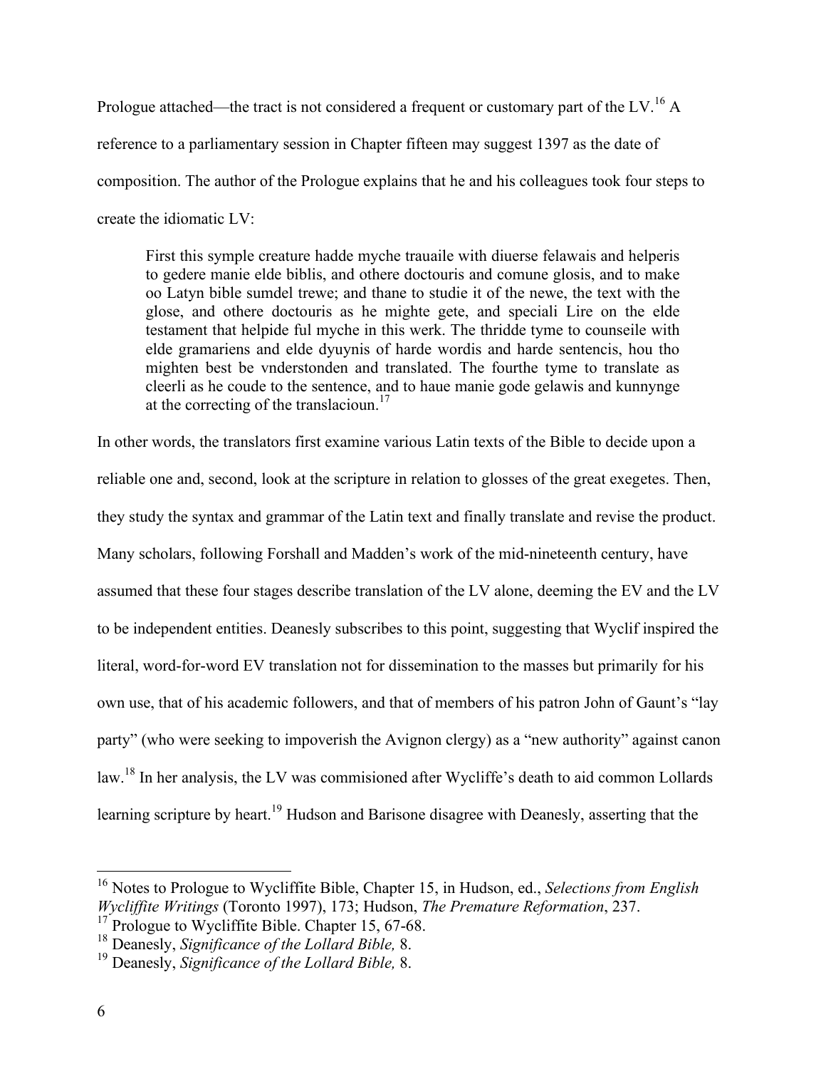Prologue attached—the tract is not considered a frequent or customary part of the LV.[16] A reference to a parliamentary session in Chapter fifteen may suggest 1397 as the date of composition. The author of the Prologue explains that he and his colleagues took four steps to create the idiomatic LV:

> First this symple creature hadde myche trauaile with diuerse felawais and helperis to gedere manie elde biblis, and othere doctouris and comune glosis, and to make oo Latyn bible sumdel trewe; and thane to studie it of the newe, the text with the glose, and othere doctouris as he mighte gete, and speciali Lire on the elde testament that helpide ful myche in this werk. The thridde tyme to counseile with elde gramariens and elde dyuynis of harde wordis and harde sentencis, hou tho mighten best be vnderstonden and translated. The fourthe tyme to translate as cleerli as he coude to the sentence, and to haue manie gode gelawis and kunnynge at the correcting of the translacioun.[17]

In other words, the translators first examine various Latin texts of the Bible to decide upon a reliable one and, second, look at the scripture in relation to glosses of the great exegetes. Then, they study the syntax and grammar of the Latin text and finally translate and revise the product. Many scholars, following Forshall and Madden's work of the mid-nineteenth century, have assumed that these four stages describe translation of the LV alone, deeming the EV and the LV to be independent entities. Deanesly subscribes to this point, suggesting that Wyclif inspired the literal, word-for-word EV translation not for dissemination to the masses but primarily for his own use, that of his academic followers, and that of members of his patron John of Gaunt's "lay party" (who were seeking to impoverish the Avignon clergy) as a "new authority" against canon law.[18] In her analysis, the LV was commisioned after Wycliffe's death to aid common Lollards learning scripture by heart.[19] Hudson and Barisone disagree with Deanesly, asserting that the

---

[16] Notes to Prologue to Wycliffite Bible, Chapter 15, in Hudson, ed., *Selections from English Wycliffite Writings* (Toronto 1997), 173; Hudson, *The Premature Reformation*, 237.

[17] Prologue to Wycliffite Bible. Chapter 15, 67-68.

[18] Deanesly, *Significance of the Lollard Bible,* 8.

[19] Deanesly, *Significance of the Lollard Bible,* 8.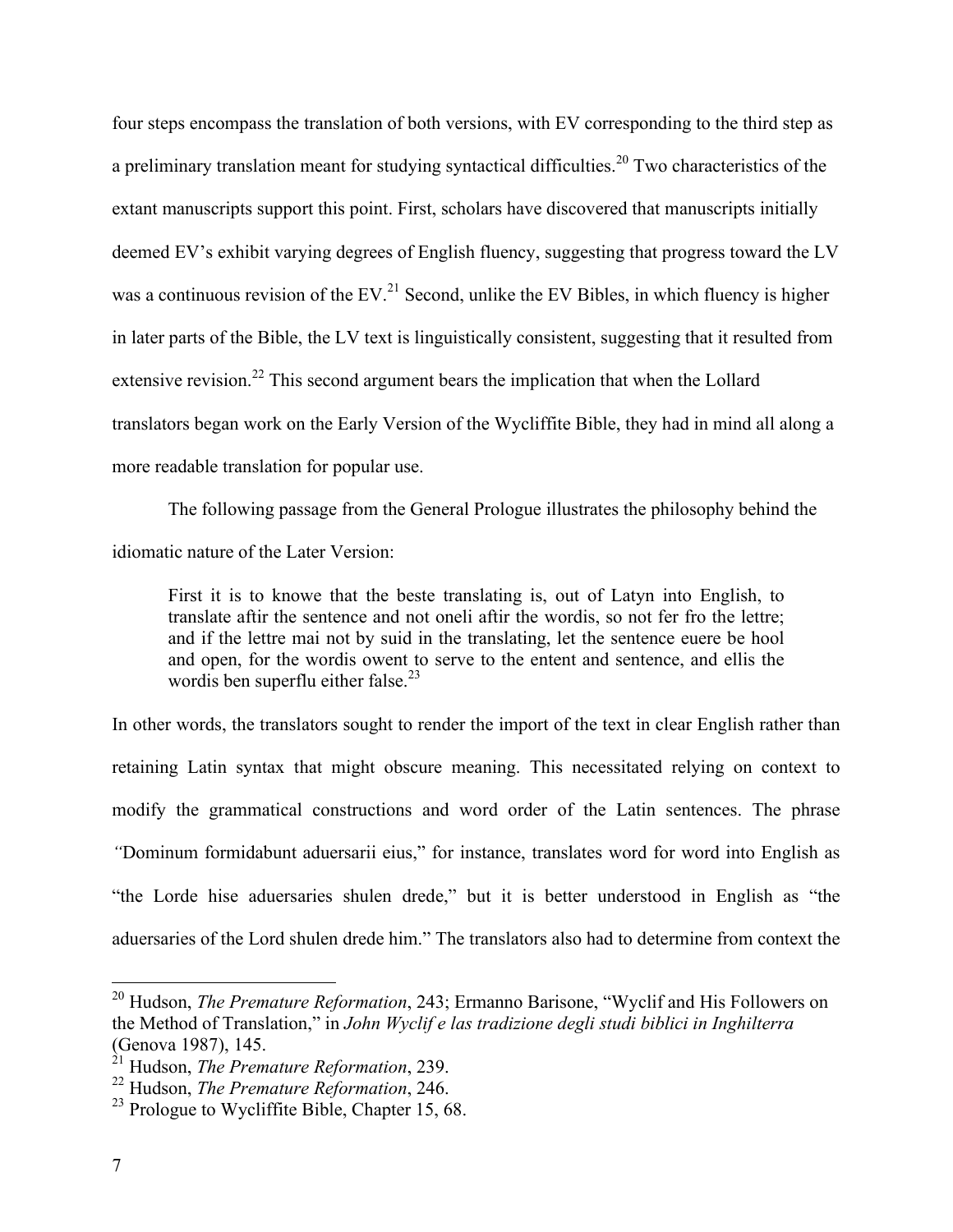four steps encompass the translation of both versions, with EV corresponding to the third step as a preliminary translation meant for studying syntactical difficulties.[20] Two characteristics of the extant manuscripts support this point. First, scholars have discovered that manuscripts initially deemed EV's exhibit varying degrees of English fluency, suggesting that progress toward the LV was a continuous revision of the EV.[21] Second, unlike the EV Bibles, in which fluency is higher in later parts of the Bible, the LV text is linguistically consistent, suggesting that it resulted from extensive revision.[22] This second argument bears the implication that when the Lollard translators began work on the Early Version of the Wycliffite Bible, they had in mind all along a more readable translation for popular use.

The following passage from the General Prologue illustrates the philosophy behind the idiomatic nature of the Later Version:

> First it is to knowe that the beste translating is, out of Latyn into English, to translate aftir the sentence and not oneli aftir the wordis, so not fer fro the lettre; and if the lettre mai not by suid in the translating, let the sentence euere be hool and open, for the wordis owent to serve to the entent and sentence, and ellis the wordis ben superflu either false.[23]

In other words, the translators sought to render the import of the text in clear English rather than retaining Latin syntax that might obscure meaning. This necessitated relying on context to modify the grammatical constructions and word order of the Latin sentences. The phrase "Dominum formidabunt aduersarii eius," for instance, translates word for word into English as "the Lorde hise aduersaries shulen drede," but it is better understood in English as "the aduersaries of the Lord shulen drede him." The translators also had to determine from context the

---

[20] Hudson, *The Premature Reformation*, 243; Ermanno Barisone, "Wyclif and His Followers on the Method of Translation," in *John Wyclif e las tradizione degli studi biblici in Inghilterra* (Genova 1987), 145.

[21] Hudson, *The Premature Reformation*, 239.

[22] Hudson, *The Premature Reformation*, 246.

[23] Prologue to Wycliffite Bible, Chapter 15, 68.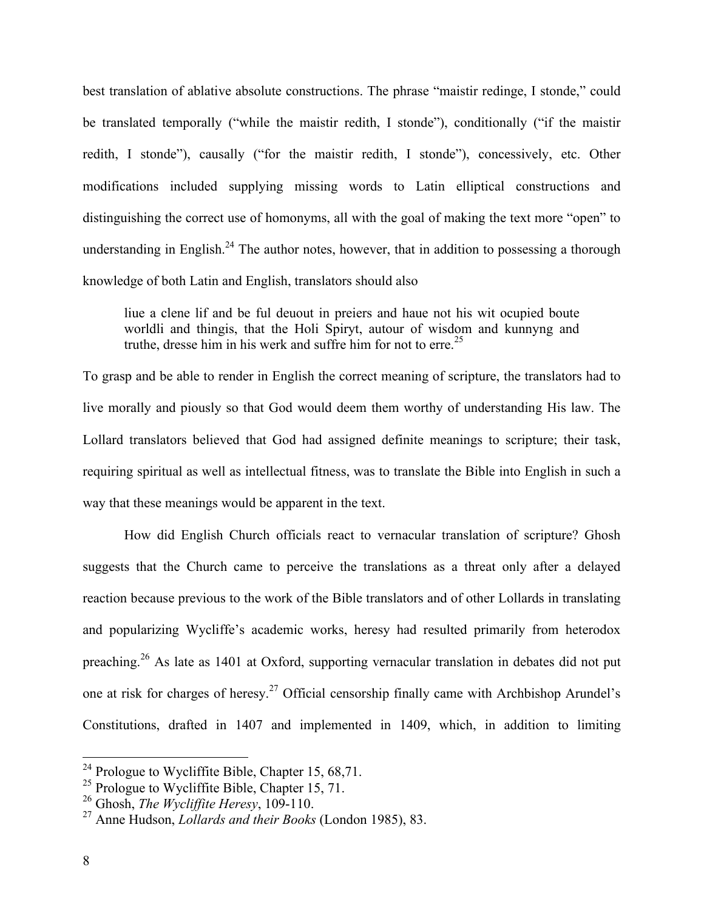best translation of ablative absolute constructions. The phrase "maistir redinge, I stonde," could be translated temporally ("while the maistir redith, I stonde"), conditionally ("if the maistir redith, I stonde"), causally ("for the maistir redith, I stonde"), concessively, etc. Other modifications included supplying missing words to Latin elliptical constructions and distinguishing the correct use of homonyms, all with the goal of making the text more "open" to understanding in English.[24] The author notes, however, that in addition to possessing a thorough knowledge of both Latin and English, translators should also

> liue a clene lif and be ful deuout in preiers and haue not his wit ocupied boute worldli and thingis, that the Holi Spiryt, autour of wisdom and kunnyng and truthe, dresse him in his werk and suffre him for not to erre.[25]

To grasp and be able to render in English the correct meaning of scripture, the translators had to live morally and piously so that God would deem them worthy of understanding His law. The Lollard translators believed that God had assigned definite meanings to scripture; their task, requiring spiritual as well as intellectual fitness, was to translate the Bible into English in such a way that these meanings would be apparent in the text.

How did English Church officials react to vernacular translation of scripture? Ghosh suggests that the Church came to perceive the translations as a threat only after a delayed reaction because previous to the work of the Bible translators and of other Lollards in translating and popularizing Wycliffe's academic works, heresy had resulted primarily from heterodox preaching.[26] As late as 1401 at Oxford, supporting vernacular translation in debates did not put one at risk for charges of heresy.[27] Official censorship finally came with Archbishop Arundel's Constitutions, drafted in 1407 and implemented in 1409, which, in addition to limiting

---

[24] Prologue to Wycliffite Bible, Chapter 15, 68,71.

[25] Prologue to Wycliffite Bible, Chapter 15, 71.

[26] Ghosh, *The Wycliffite Heresy*, 109-110.

[27] Anne Hudson, *Lollards and their Books* (London 1985), 83.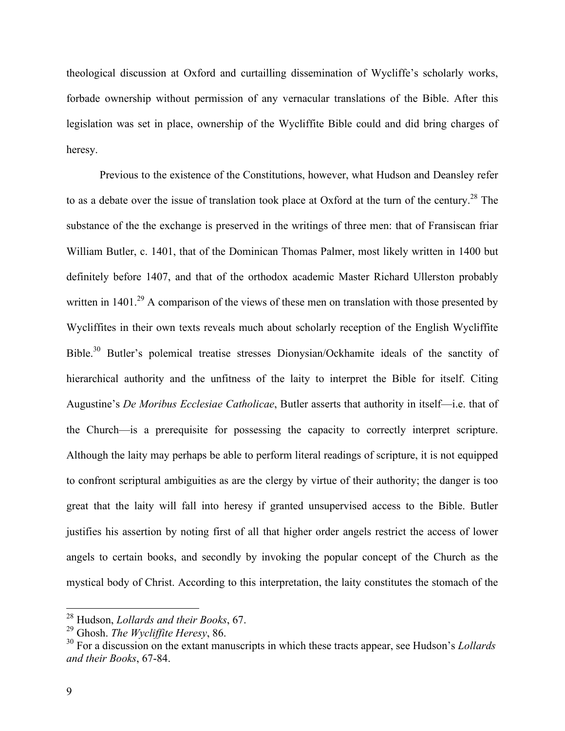theological discussion at Oxford and curtailling dissemination of Wycliffe's scholarly works, forbade ownership without permission of any vernacular translations of the Bible. After this legislation was set in place, ownership of the Wycliffite Bible could and did bring charges of heresy.

Previous to the existence of the Constitutions, however, what Hudson and Deansley refer to as a debate over the issue of translation took place at Oxford at the turn of the century.[28] The substance of the the exchange is preserved in the writings of three men: that of Fransiscan friar William Butler, c. 1401, that of the Dominican Thomas Palmer, most likely written in 1400 but definitely before 1407, and that of the orthodox academic Master Richard Ullerston probably written in 1401.[29] A comparison of the views of these men on translation with those presented by Wycliffites in their own texts reveals much about scholarly reception of the English Wycliffite Bible.[30] Butler's polemical treatise stresses Dionysian/Ockhamite ideals of the sanctity of hierarchical authority and the unfitness of the laity to interpret the Bible for itself. Citing Augustine's *De Moribus Ecclesiae Catholicae*, Butler asserts that authority in itself—i.e. that of the Church—is a prerequisite for possessing the capacity to correctly interpret scripture. Although the laity may perhaps be able to perform literal readings of scripture, it is not equipped to confront scriptural ambiguities as are the clergy by virtue of their authority; the danger is too great that the laity will fall into heresy if granted unsupervised access to the Bible. Butler justifies his assertion by noting first of all that higher order angels restrict the access of lower angels to certain books, and secondly by invoking the popular concept of the Church as the mystical body of Christ. According to this interpretation, the laity constitutes the stomach of the

[28] Hudson, *Lollards and their Books*, 67.

[29] Ghosh. *The Wycliffite Heresy*, 86.

[30] For a discussion on the extant manuscripts in which these tracts appear, see Hudson's *Lollards and their Books*, 67-84.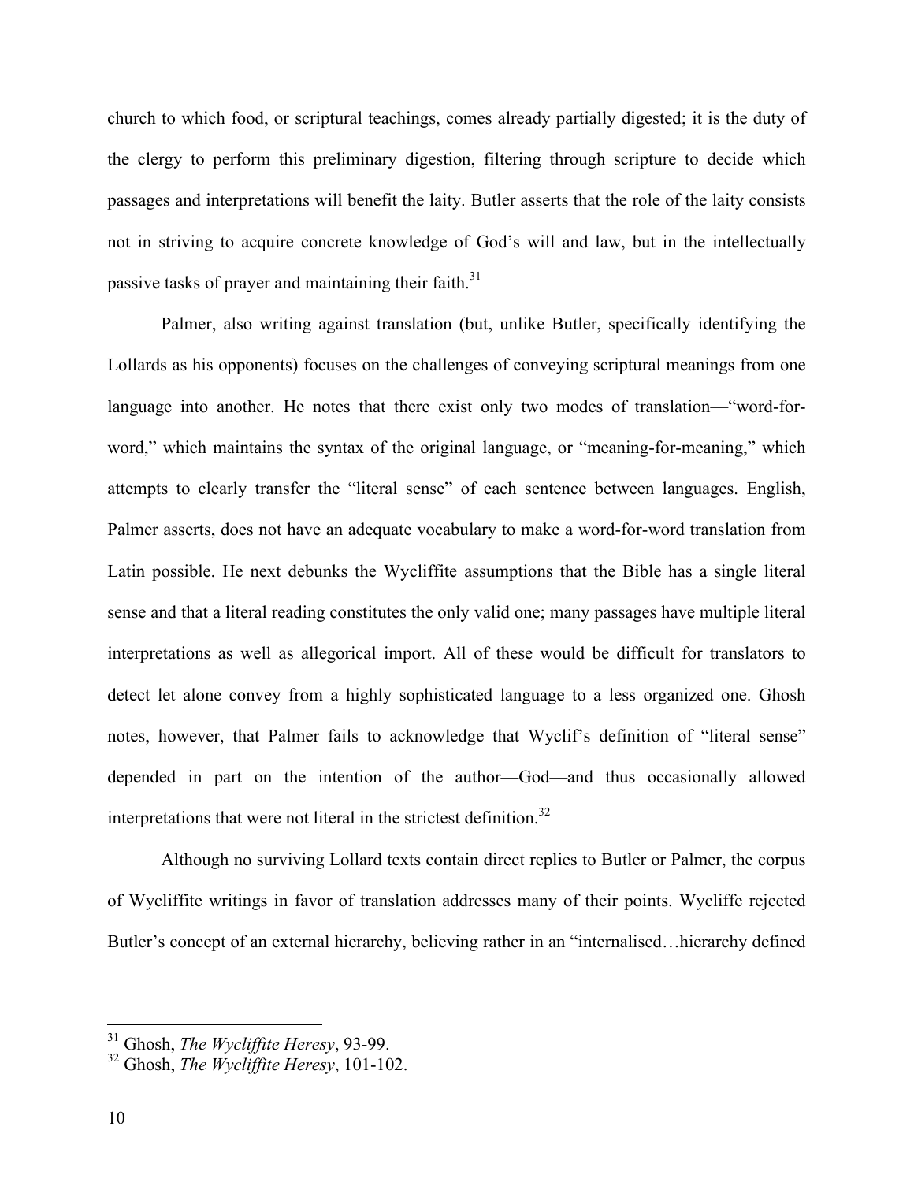church to which food, or scriptural teachings, comes already partially digested; it is the duty of the clergy to perform this preliminary digestion, filtering through scripture to decide which passages and interpretations will benefit the laity. Butler asserts that the role of the laity consists not in striving to acquire concrete knowledge of God's will and law, but in the intellectually passive tasks of prayer and maintaining their faith.[31]

Palmer, also writing against translation (but, unlike Butler, specifically identifying the Lollards as his opponents) focuses on the challenges of conveying scriptural meanings from one language into another. He notes that there exist only two modes of translation—"word-for-word," which maintains the syntax of the original language, or "meaning-for-meaning," which attempts to clearly transfer the "literal sense" of each sentence between languages. English, Palmer asserts, does not have an adequate vocabulary to make a word-for-word translation from Latin possible. He next debunks the Wycliffite assumptions that the Bible has a single literal sense and that a literal reading constitutes the only valid one; many passages have multiple literal interpretations as well as allegorical import. All of these would be difficult for translators to detect let alone convey from a highly sophisticated language to a less organized one. Ghosh notes, however, that Palmer fails to acknowledge that Wyclif's definition of "literal sense" depended in part on the intention of the author—God—and thus occasionally allowed interpretations that were not literal in the strictest definition.[32]

Although no surviving Lollard texts contain direct replies to Butler or Palmer, the corpus of Wycliffite writings in favor of translation addresses many of their points. Wycliffe rejected Butler's concept of an external hierarchy, believing rather in an "internalised…hierarchy defined

---

[31] Ghosh, *The Wycliffite Heresy*, 93-99.

[32] Ghosh, *The Wycliffite Heresy*, 101-102.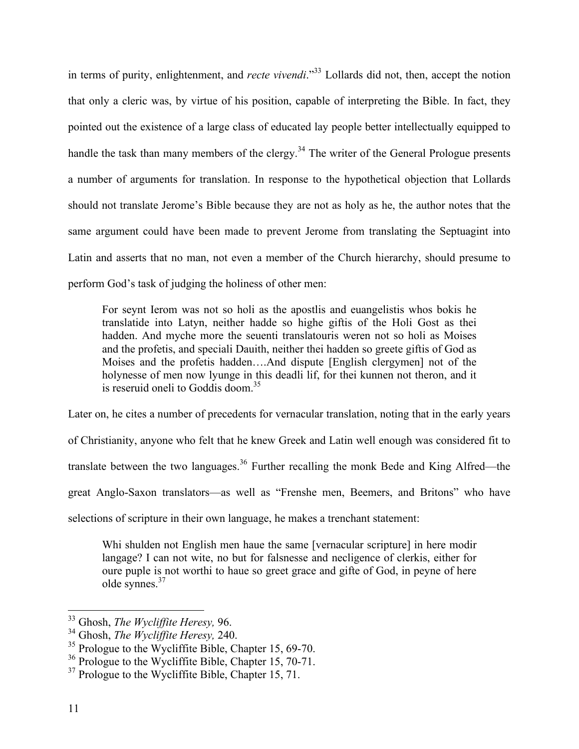in terms of purity, enlightenment, and *recte vivendi*."[33] Lollards did not, then, accept the notion that only a cleric was, by virtue of his position, capable of interpreting the Bible. In fact, they pointed out the existence of a large class of educated lay people better intellectually equipped to handle the task than many members of the clergy.[34] The writer of the General Prologue presents a number of arguments for translation. In response to the hypothetical objection that Lollards should not translate Jerome's Bible because they are not as holy as he, the author notes that the same argument could have been made to prevent Jerome from translating the Septuagint into Latin and asserts that no man, not even a member of the Church hierarchy, should presume to perform God's task of judging the holiness of other men:

> For seynt Ierom was not so holi as the apostlis and euangelistis whos bokis he translatide into Latyn, neither hadde so highe giftis of the Holi Gost as thei hadden. And myche more the seuenti translatouris weren not so holi as Moises and the profetis, and speciali Dauith, neither thei hadden so greete giftis of God as Moises and the profetis hadden….And dispute [English clergymen] not of the holynesse of men now lyunge in this deadli lif, for thei kunnen not theron, and it is reseruid oneli to Goddis doom.[35]

Later on, he cites a number of precedents for vernacular translation, noting that in the early years of Christianity, anyone who felt that he knew Greek and Latin well enough was considered fit to translate between the two languages.[36] Further recalling the monk Bede and King Alfred—the great Anglo-Saxon translators—as well as "Frenshe men, Beemers, and Britons" who have selections of scripture in their own language, he makes a trenchant statement:

> Whi shulden not English men haue the same [vernacular scripture] in here modir langage? I can not wite, no but for falsnesse and necligence of clerkis, either for oure puple is not worthi to haue so greet grace and gifte of God, in peyne of here olde synnes.[37]

---

[33] Ghosh, *The Wycliffite Heresy,* 96.
[34] Ghosh, *The Wycliffite Heresy,* 240.
[35] Prologue to the Wycliffite Bible, Chapter 15, 69-70.
[36] Prologue to the Wycliffite Bible, Chapter 15, 70-71.
[37] Prologue to the Wycliffite Bible, Chapter 15, 71.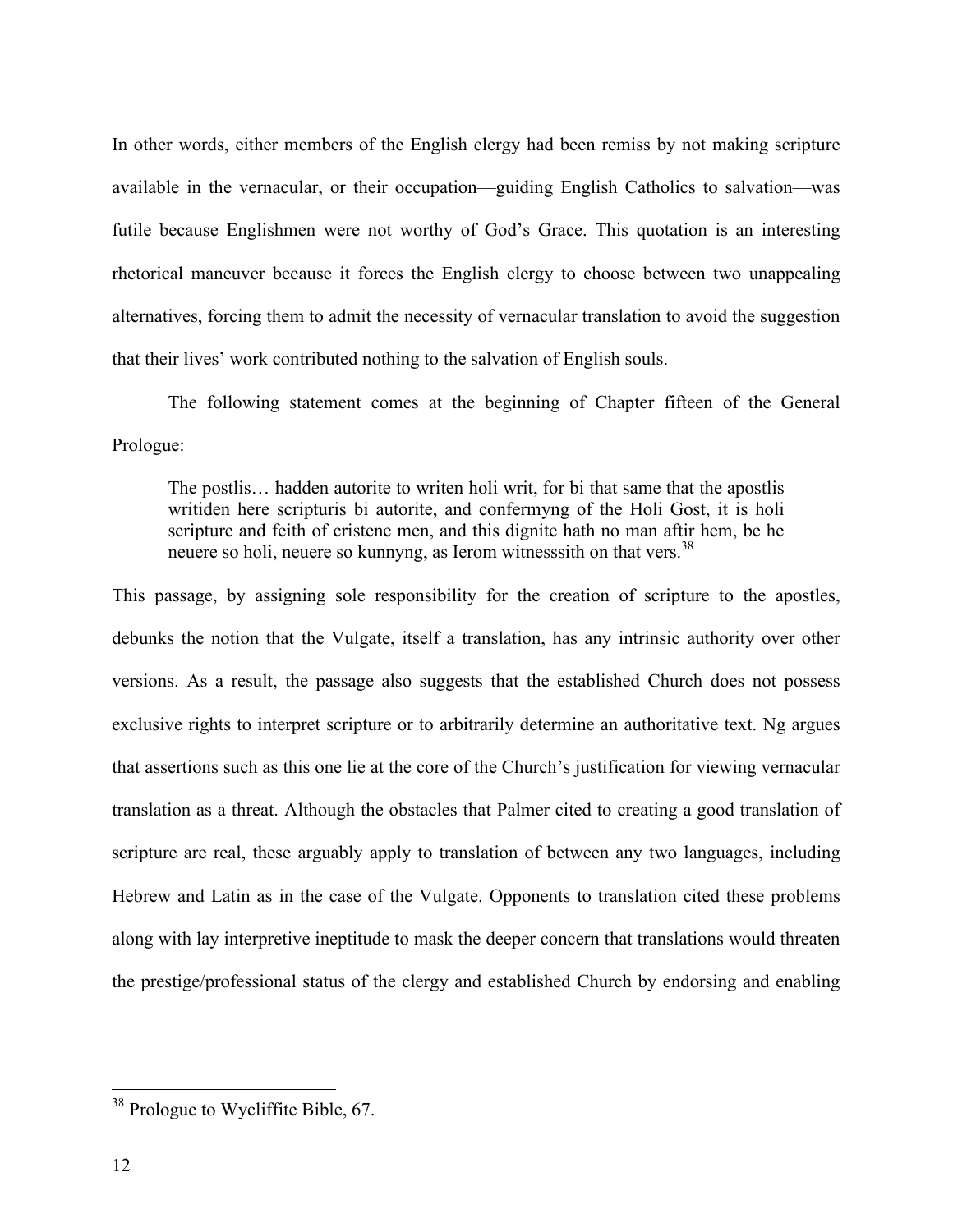In other words, either members of the English clergy had been remiss by not making scripture available in the vernacular, or their occupation—guiding English Catholics to salvation—was futile because Englishmen were not worthy of God's Grace. This quotation is an interesting rhetorical maneuver because it forces the English clergy to choose between two unappealing alternatives, forcing them to admit the necessity of vernacular translation to avoid the suggestion that their lives' work contributed nothing to the salvation of English souls.

The following statement comes at the beginning of Chapter fifteen of the General Prologue:

> The postlis… hadden autorite to writen holi writ, for bi that same that the apostlis writiden here scripturis bi autorite, and confermyng of the Holi Gost, it is holi scripture and feith of cristene men, and this dignite hath no man aftir hem, be he neuere so holi, neuere so kunnyng, as Ierom witnesssith on that vers.[38]

This passage, by assigning sole responsibility for the creation of scripture to the apostles, debunks the notion that the Vulgate, itself a translation, has any intrinsic authority over other versions. As a result, the passage also suggests that the established Church does not possess exclusive rights to interpret scripture or to arbitrarily determine an authoritative text. Ng argues that assertions such as this one lie at the core of the Church's justification for viewing vernacular translation as a threat. Although the obstacles that Palmer cited to creating a good translation of scripture are real, these arguably apply to translation of between any two languages, including Hebrew and Latin as in the case of the Vulgate. Opponents to translation cited these problems along with lay interpretive ineptitude to mask the deeper concern that translations would threaten the prestige/professional status of the clergy and established Church by endorsing and enabling

---

[38] Prologue to Wycliffite Bible, 67.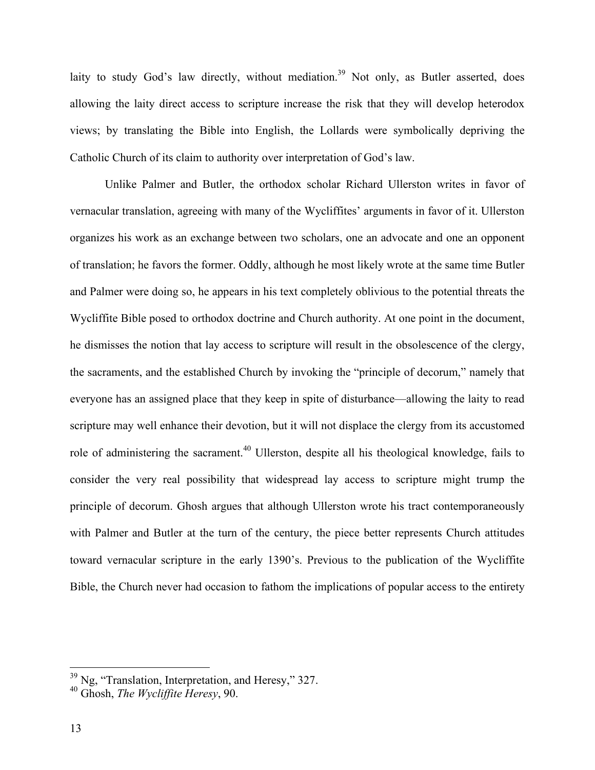laity to study God's law directly, without mediation.[39] Not only, as Butler asserted, does allowing the laity direct access to scripture increase the risk that they will develop heterodox views; by translating the Bible into English, the Lollards were symbolically depriving the Catholic Church of its claim to authority over interpretation of God's law.

Unlike Palmer and Butler, the orthodox scholar Richard Ullerston writes in favor of vernacular translation, agreeing with many of the Wycliffites' arguments in favor of it. Ullerston organizes his work as an exchange between two scholars, one an advocate and one an opponent of translation; he favors the former. Oddly, although he most likely wrote at the same time Butler and Palmer were doing so, he appears in his text completely oblivious to the potential threats the Wycliffite Bible posed to orthodox doctrine and Church authority. At one point in the document, he dismisses the notion that lay access to scripture will result in the obsolescence of the clergy, the sacraments, and the established Church by invoking the "principle of decorum," namely that everyone has an assigned place that they keep in spite of disturbance—allowing the laity to read scripture may well enhance their devotion, but it will not displace the clergy from its accustomed role of administering the sacrament.[40] Ullerston, despite all his theological knowledge, fails to consider the very real possibility that widespread lay access to scripture might trump the principle of decorum. Ghosh argues that although Ullerston wrote his tract contemporaneously with Palmer and Butler at the turn of the century, the piece better represents Church attitudes toward vernacular scripture in the early 1390's. Previous to the publication of the Wycliffite Bible, the Church never had occasion to fathom the implications of popular access to the entirety

---

[39] Ng, "Translation, Interpretation, and Heresy," 327.

[40] Ghosh, *The Wycliffite Heresy*, 90.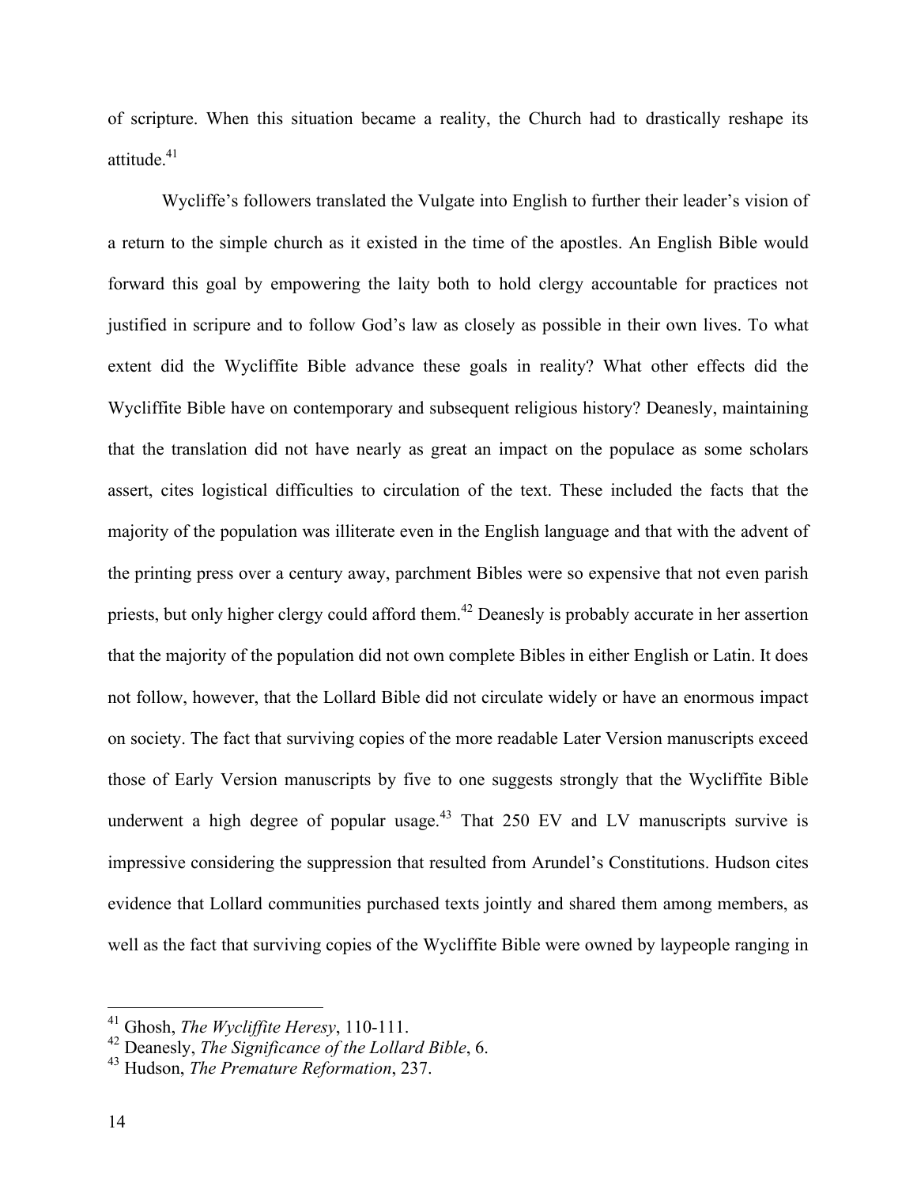of scripture. When this situation became a reality, the Church had to drastically reshape its attitude.[41]

Wycliffe's followers translated the Vulgate into English to further their leader's vision of a return to the simple church as it existed in the time of the apostles. An English Bible would forward this goal by empowering the laity both to hold clergy accountable for practices not justified in scripure and to follow God's law as closely as possible in their own lives. To what extent did the Wycliffite Bible advance these goals in reality? What other effects did the Wycliffite Bible have on contemporary and subsequent religious history? Deanesly, maintaining that the translation did not have nearly as great an impact on the populace as some scholars assert, cites logistical difficulties to circulation of the text. These included the facts that the majority of the population was illiterate even in the English language and that with the advent of the printing press over a century away, parchment Bibles were so expensive that not even parish priests, but only higher clergy could afford them.[42] Deanesly is probably accurate in her assertion that the majority of the population did not own complete Bibles in either English or Latin. It does not follow, however, that the Lollard Bible did not circulate widely or have an enormous impact on society. The fact that surviving copies of the more readable Later Version manuscripts exceed those of Early Version manuscripts by five to one suggests strongly that the Wycliffite Bible underwent a high degree of popular usage.[43] That 250 EV and LV manuscripts survive is impressive considering the suppression that resulted from Arundel's Constitutions. Hudson cites evidence that Lollard communities purchased texts jointly and shared them among members, as well as the fact that surviving copies of the Wycliffite Bible were owned by laypeople ranging in

---

[41] Ghosh, *The Wycliffite Heresy*, 110-111.
[42] Deanesly, *The Significance of the Lollard Bible*, 6.
[43] Hudson, *The Premature Reformation*, 237.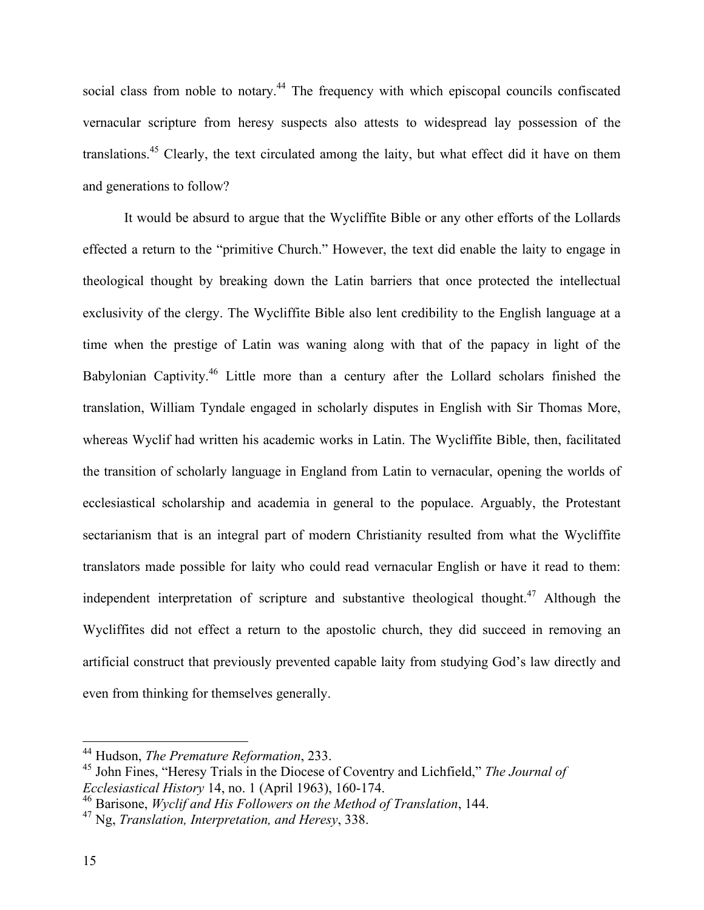social class from noble to notary.[44] The frequency with which episcopal councils confiscated vernacular scripture from heresy suspects also attests to widespread lay possession of the translations.[45] Clearly, the text circulated among the laity, but what effect did it have on them and generations to follow?

It would be absurd to argue that the Wycliffite Bible or any other efforts of the Lollards effected a return to the "primitive Church." However, the text did enable the laity to engage in theological thought by breaking down the Latin barriers that once protected the intellectual exclusivity of the clergy. The Wycliffite Bible also lent credibility to the English language at a time when the prestige of Latin was waning along with that of the papacy in light of the Babylonian Captivity.[46] Little more than a century after the Lollard scholars finished the translation, William Tyndale engaged in scholarly disputes in English with Sir Thomas More, whereas Wyclif had written his academic works in Latin. The Wycliffite Bible, then, facilitated the transition of scholarly language in England from Latin to vernacular, opening the worlds of ecclesiastical scholarship and academia in general to the populace. Arguably, the Protestant sectarianism that is an integral part of modern Christianity resulted from what the Wycliffite translators made possible for laity who could read vernacular English or have it read to them: independent interpretation of scripture and substantive theological thought.[47] Although the Wycliffites did not effect a return to the apostolic church, they did succeed in removing an artificial construct that previously prevented capable laity from studying God's law directly and even from thinking for themselves generally.

---

[44] Hudson, *The Premature Reformation*, 233.
[45] John Fines, "Heresy Trials in the Diocese of Coventry and Lichfield," *The Journal of Ecclesiastical History* 14, no. 1 (April 1963), 160-174.
[46] Barisone, *Wyclif and His Followers on the Method of Translation*, 144.
[47] Ng, *Translation, Interpretation, and Heresy*, 338.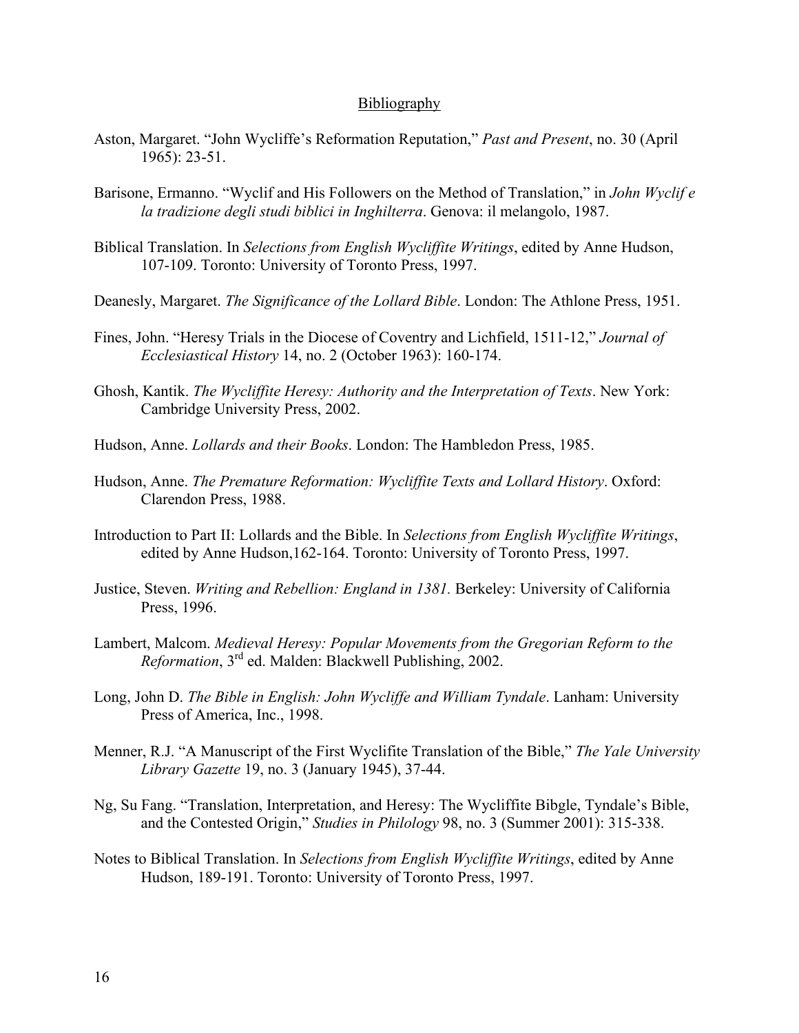## Bibliography

Aston, Margaret. "John Wycliffe's Reformation Reputation," *Past and Present*, no. 30 (April 1965): 23-51.

Barisone, Ermanno. "Wyclif and His Followers on the Method of Translation," in *John Wyclif e la tradizione degli studi biblici in Inghilterra*. Genova: il melangolo, 1987.

Biblical Translation. In *Selections from English Wycliffite Writings*, edited by Anne Hudson, 107-109. Toronto: University of Toronto Press, 1997.

Deanesly, Margaret. *The Significance of the Lollard Bible*. London: The Athlone Press, 1951.

Fines, John. "Heresy Trials in the Diocese of Coventry and Lichfield, 1511-12," *Journal of Ecclesiastical History* 14, no. 2 (October 1963): 160-174.

Ghosh, Kantik. *The Wycliffite Heresy: Authority and the Interpretation of Texts*. New York: Cambridge University Press, 2002.

Hudson, Anne. *Lollards and their Books*. London: The Hambledon Press, 1985.

Hudson, Anne. *The Premature Reformation: Wycliffite Texts and Lollard History*. Oxford: Clarendon Press, 1988.

Introduction to Part II: Lollards and the Bible. In *Selections from English Wycliffite Writings*, edited by Anne Hudson,162-164. Toronto: University of Toronto Press, 1997.

Justice, Steven. *Writing and Rebellion: England in 1381.* Berkeley: University of California Press, 1996.

Lambert, Malcom. *Medieval Heresy: Popular Movements from the Gregorian Reform to the Reformation*, 3rd ed. Malden: Blackwell Publishing, 2002.

Long, John D. *The Bible in English: John Wycliffe and William Tyndale*. Lanham: University Press of America, Inc., 1998.

Menner, R.J. "A Manuscript of the First Wyclifite Translation of the Bible," *The Yale University Library Gazette* 19, no. 3 (January 1945), 37-44.

Ng, Su Fang. "Translation, Interpretation, and Heresy: The Wycliffite Bibgle, Tyndale's Bible, and the Contested Origin," *Studies in Philology* 98, no. 3 (Summer 2001): 315-338.

Notes to Biblical Translation. In *Selections from English Wycliffite Writings*, edited by Anne Hudson, 189-191. Toronto: University of Toronto Press, 1997.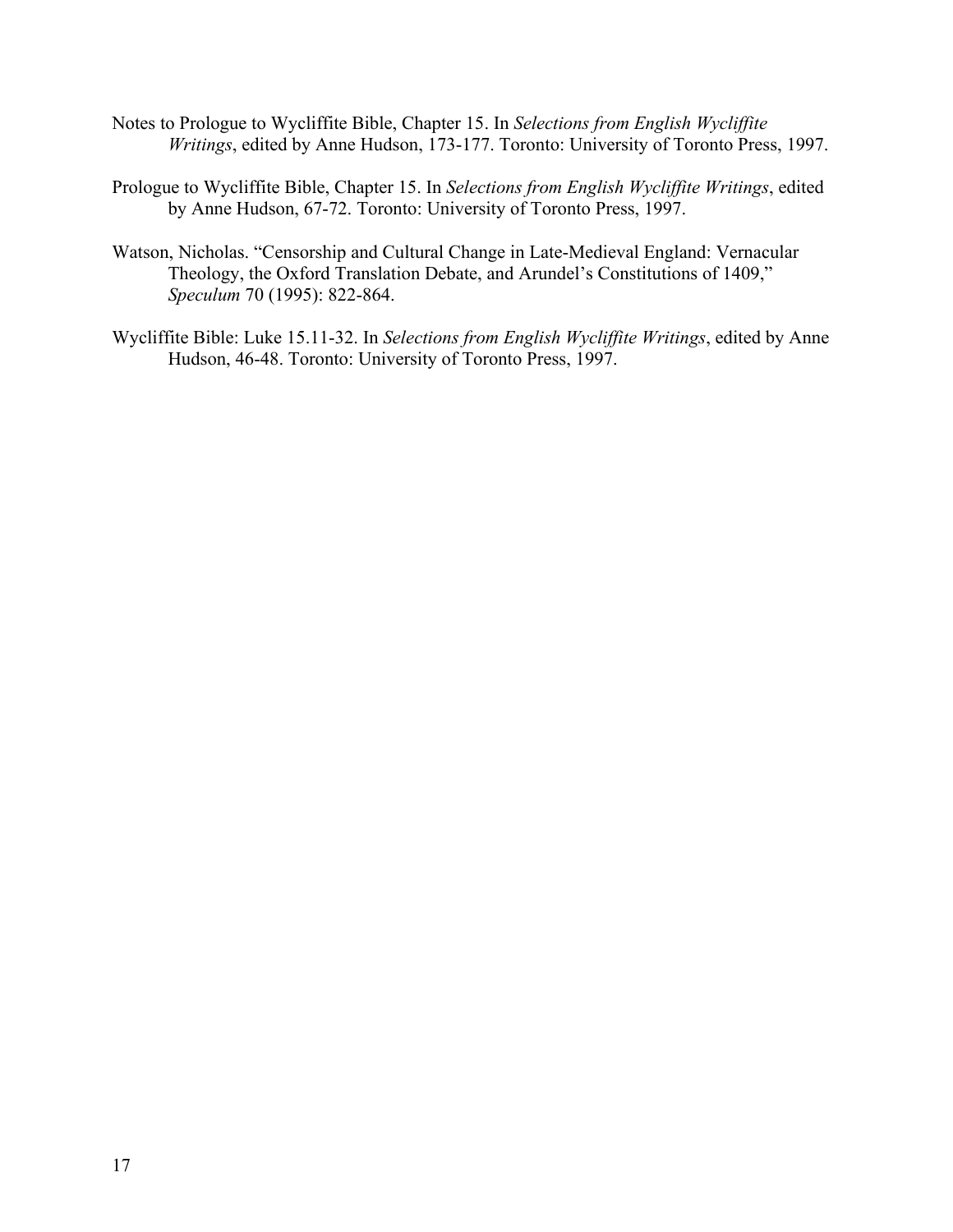Notes to Prologue to Wycliffite Bible, Chapter 15. In *Selections from English Wycliffite Writings*, edited by Anne Hudson, 173-177. Toronto: University of Toronto Press, 1997.

Prologue to Wycliffite Bible, Chapter 15. In *Selections from English Wycliffite Writings*, edited by Anne Hudson, 67-72. Toronto: University of Toronto Press, 1997.

Watson, Nicholas. "Censorship and Cultural Change in Late-Medieval England: Vernacular Theology, the Oxford Translation Debate, and Arundel's Constitutions of 1409," *Speculum* 70 (1995): 822-864.

Wycliffite Bible: Luke 15.11-32. In *Selections from English Wycliffite Writings*, edited by Anne Hudson, 46-48. Toronto: University of Toronto Press, 1997.